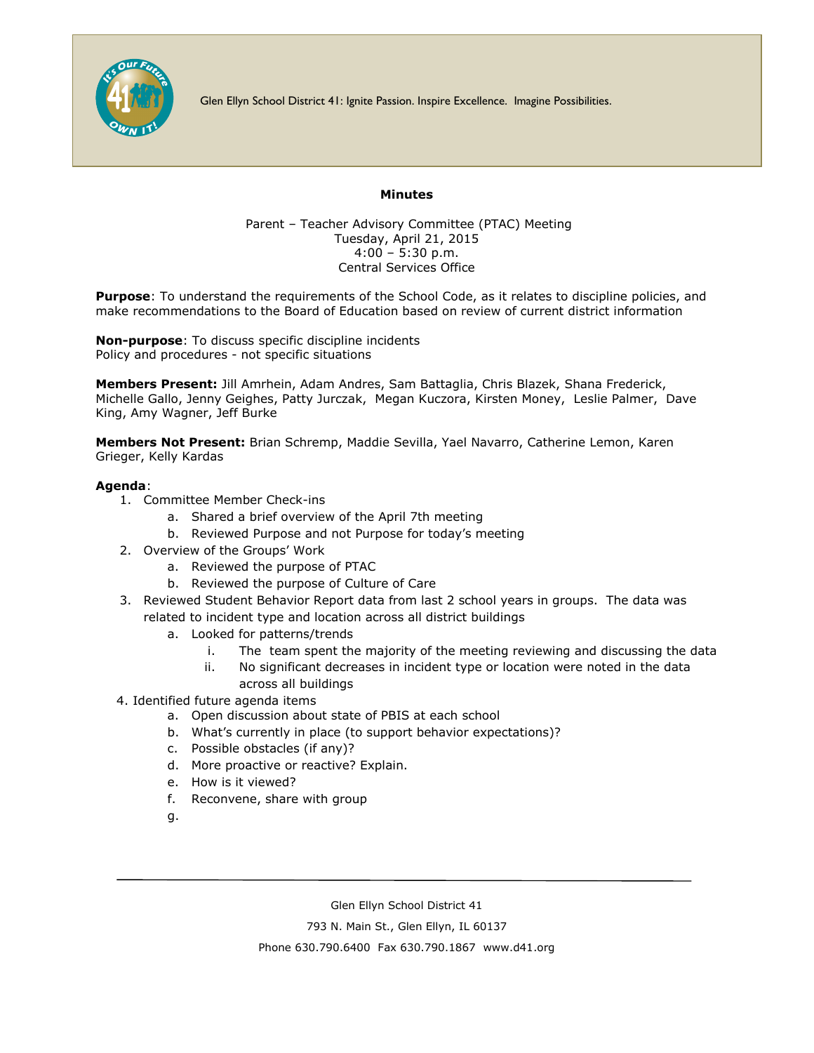Glen Ellyn School District 41: Ignite Passion. Inspire Excellence. Imagine Possibilities.

**Minutes**

Parent – Teacher Advisory Committee (PTAC) Meeting
Tuesday, April 21, 2015
4:00 – 5:30 p.m.
Central Services Office

**Purpose**: To understand the requirements of the School Code, as it relates to discipline policies, and make recommendations to the Board of Education based on review of current district information

**Non-purpose**: To discuss specific discipline incidents
Policy and procedures - not specific situations

**Members Present:** Jill Amrhein, Adam Andres, Sam Battaglia, Chris Blazek, Shana Frederick, Michelle Gallo, Jenny Geighes, Patty Jurczak, Megan Kuczora, Kirsten Money, Leslie Palmer, Dave King, Amy Wagner, Jeff Burke

**Members Not Present:** Brian Schremp, Maddie Sevilla, Yael Navarro, Catherine Lemon, Karen Grieger, Kelly Kardas

**Agenda**:

1. Committee Member Check-ins
   a. Shared a brief overview of the April 7th meeting
   b. Reviewed Purpose and not Purpose for today's meeting
2. Overview of the Groups' Work
   a. Reviewed the purpose of PTAC
   b. Reviewed the purpose of Culture of Care
3. Reviewed Student Behavior Report data from last 2 school years in groups. The data was related to incident type and location across all district buildings
   a. Looked for patterns/trends
      i. The team spent the majority of the meeting reviewing and discussing the data
      ii. No significant decreases in incident type or location were noted in the data across all buildings
4. Identified future agenda items
   a. Open discussion about state of PBIS at each school
   b. What's currently in place (to support behavior expectations)?
   c. Possible obstacles (if any)?
   d. More proactive or reactive? Explain.
   e. How is it viewed?
   f. Reconvene, share with group
   g.

Glen Ellyn School District 41
793 N. Main St., Glen Ellyn, IL 60137
Phone 630.790.6400 Fax 630.790.1867 www.d41.org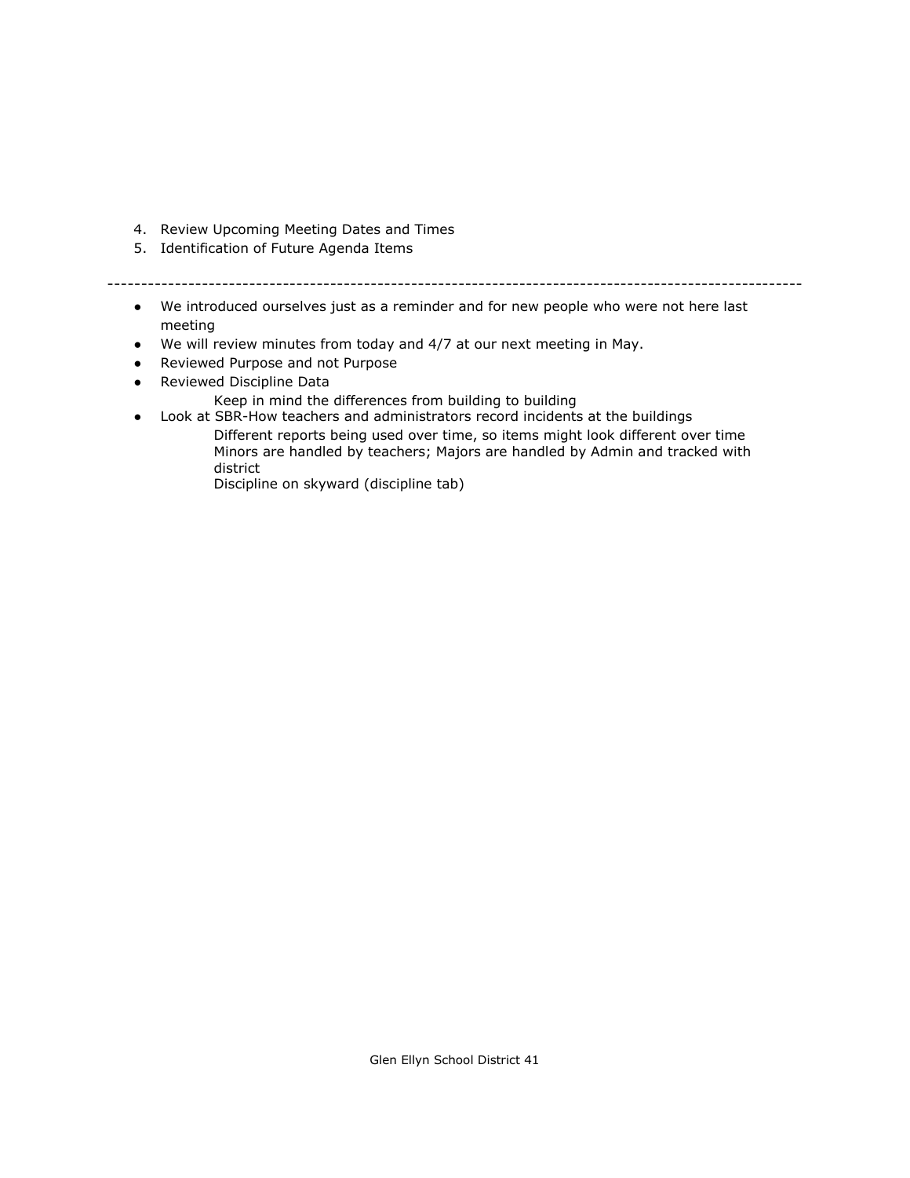4. Review Upcoming Meeting Dates and Times
5. Identification of Future Agenda Items

---

- We introduced ourselves just as a reminder and for new people who were not here last meeting
- We will review minutes from today and 4/7 at our next meeting in May.
- Reviewed Purpose and not Purpose
- Reviewed Discipline Data
  - Keep in mind the differences from building to building
- Look at SBR-How teachers and administrators record incidents at the buildings
  - Different reports being used over time, so items might look different over time
  - Minors are handled by teachers; Majors are handled by Admin and tracked with district
  - Discipline on skyward (discipline tab)